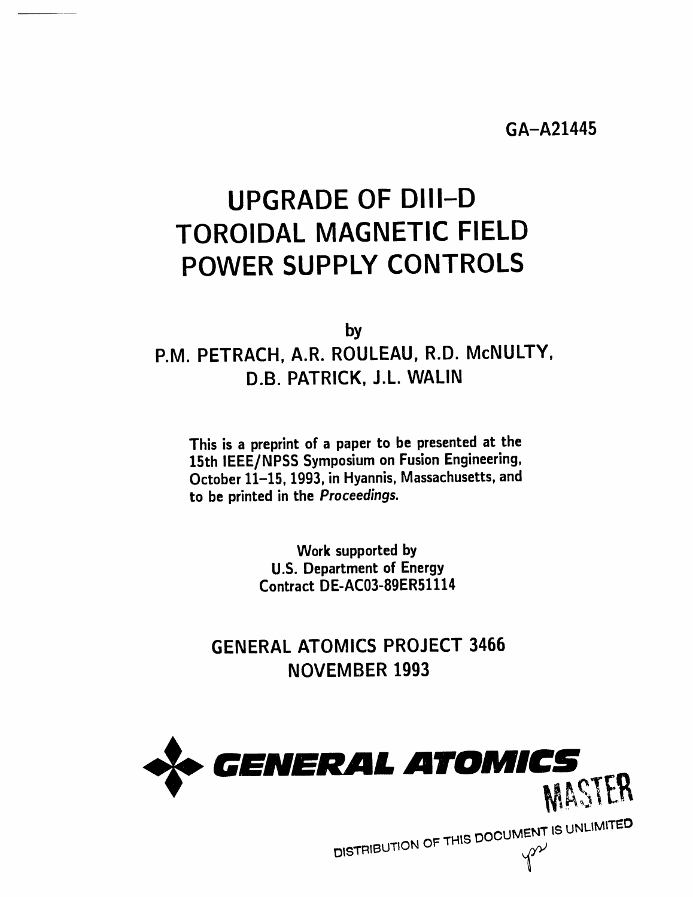GA–A21445

# UPGRADE OF DIII–D TOROIDAL MAGNETIC FIELD POWER SUPPLY CONTROLS

by

P.M. PETRACH, A.R. ROULEAU, R.D. McNULTY, D.B. PATRICK, J.L. WALIN

This is a preprint of a paper to be presented at the 15th IEEE/NPSS Symposium on Fusion Engineering, October 11–15, 1993, in Hyannis, Massachusetts, and to be printed in the *Proceedings*.

Work supported by
U.S. Department of Energy
Contract DE-AC03-89ER51114

GENERAL ATOMICS PROJECT 3466
NOVEMBER 1993

**GENERAL ATOMICS**

MASTER

DISTRIBUTION OF THIS DOCUMENT IS UNLIMITED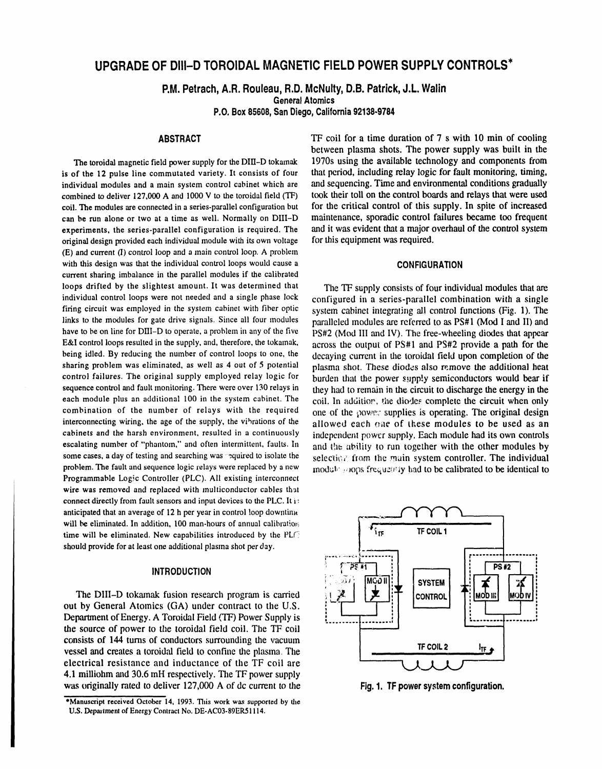# UPGRADE OF DIII–D TOROIDAL MAGNETIC FIELD POWER SUPPLY CONTROLS*

**P.M. Petrach, A.R. Rouleau, R.D. McNulty, D.B. Patrick, J.L. Walin**
**General Atomics**
**P.O. Box 85608, San Diego, California 92138-9784**

## ABSTRACT

The toroidal magnetic field power supply for the DIII–D tokamak is of the 12 pulse line commutated variety. It consists of four individual modules and a main system control cabinet which are combined to deliver 127,000 A and 1000 V to the toroidal field (TF) coil. The modules are connected in a series-parallel configuration but can be run alone or two at a time as well. Normally on DIII–D experiments, the series-parallel configuration is required. The original design provided each individual module with its own voltage (E) and current (I) control loop and a main control loop. A problem with this design was that the individual control loops would cause a current sharing imbalance in the parallel modules if the calibrated loops drifted by the slightest amount. It was determined that individual control loops were not needed and a single phase lock firing circuit was employed in the system cabinet with fiber optic links to the modules for gate drive signals. Since all four modules have to be on line for DIII–D to operate, a problem in any of the five E&I control loops resulted in the supply, and, therefore, the tokamak, being idled. By reducing the number of control loops to one, the sharing problem was eliminated, as well as 4 out of 5 potential control failures. The original supply employed relay logic for sequence control and fault monitoring. There were over 130 relays in each module plus an additional 100 in the system cabinet. The combination of the number of relays with the required interconnecting wiring, the age of the supply, the vibrations of the cabinets and the harsh environment, resulted in a continuously escalating number of "phantom," and often intermittent, faults. In some cases, a day of testing and searching was required to isolate the problem. The fault and sequence logic relays were replaced by a new Programmable Logic Controller (PLC). All existing interconnect wire was removed and replaced with multiconductor cables that connect directly from fault sensors and input devices to the PLC. It is anticipated that an average of 12 h per year in control loop downtime will be eliminated. In addition, 100 man-hours of annual calibration time will be eliminated. New capabilities introduced by the PLC should provide for at least one additional plasma shot per day.

## INTRODUCTION

The DIII–D tokamak fusion research program is carried out by General Atomics (GA) under contract to the U.S. Department of Energy. A Toroidal Field (TF) Power Supply is the source of power to the toroidal field coil. The TF coil consists of 144 turns of conductors surrounding the vacuum vessel and creates a toroidal field to confine the plasma. The electrical resistance and inductance of the TF coil are 4.1 milliohm and 30.6 mH respectively. The TF power supply was originally rated to deliver 127,000 A of dc current to the TF coil for a time duration of 7 s with 10 min of cooling between plasma shots. The power supply was built in the 1970s using the available technology and components from that period, including relay logic for fault monitoring, timing, and sequencing. Time and environmental conditions gradually took their toll on the control boards and relays that were used for the critical control of this supply. In spite of increased maintenance, sporadic control failures became too frequent and it was evident that a major overhaul of the control system for this equipment was required.

## CONFIGURATION

The TF supply consists of four individual modules that are configured in a series-parallel combination with a single system cabinet integrating all control functions (Fig. 1). The paralleled modules are referred to as PS#1 (Mod I and II) and PS#2 (Mod III and IV). The free-wheeling diodes that appear across the output of PS#1 and PS#2 provide a path for the decaying current in the toroidal field upon completion of the plasma shot. These diodes also remove the additional heat burden that the power supply semiconductors would bear if they had to remain in the circuit to discharge the energy in the coil. In addition, the diodes complete the circuit when only one of the power supplies is operating. The original design allowed each one of these modules to be used as an independent power supply. Each module had its own controls and the ability to run together with the other modules by selection from the main system controller. The individual module loops frequently had to be calibrated to be identical to

Fig. 1. TF power system configuration.

---

*Manuscript received October 14, 1993. This work was supported by the U.S. Department of Energy Contract No. DE-AC03-89ER51114.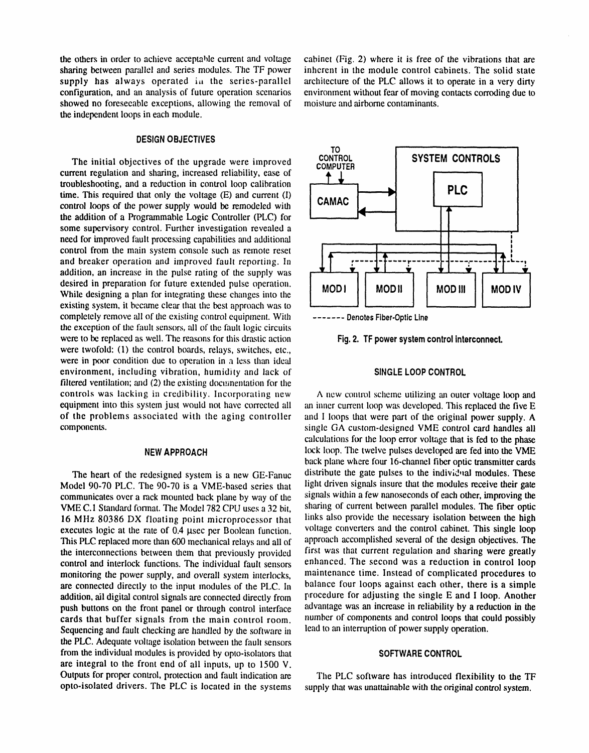the others in order to achieve acceptable current and voltage sharing between parallel and series modules. The TF power supply has always operated in the series-parallel configuration, and an analysis of future operation scenarios showed no foreseeable exceptions, allowing the removal of the independent loops in each module.

## DESIGN OBJECTIVES

The initial objectives of the upgrade were improved current regulation and sharing, increased reliability, ease of troubleshooting, and a reduction in control loop calibration time. This required that only the voltage (E) and current (I) control loops of the power supply would be remodeled with the addition of a Programmable Logic Controller (PLC) for some supervisory control. Further investigation revealed a need for improved fault processing capabilities and additional control from the main system console such as remote reset and breaker operation and improved fault reporting. In addition, an increase in the pulse rating of the supply was desired in preparation for future extended pulse operation. While designing a plan for integrating these changes into the existing system, it became clear that the best approach was to completely remove all of the existing control equipment. With the exception of the fault sensors, all of the fault logic circuits were to be replaced as well. The reasons for this drastic action were twofold: (1) the control boards, relays, switches, etc., were in poor condition due to operation in a less than ideal environment, including vibration, humidity and lack of filtered ventilation; and (2) the existing documentation for the controls was lacking in credibility. Incorporating new equipment into this system just would not have corrected all of the problems associated with the aging controller components.

## NEW APPROACH

The heart of the redesigned system is a new GE-Fanuc Model 90-70 PLC. The 90-70 is a VME-based series that communicates over a rack mounted back plane by way of the VME C.1 Standard format. The Model 782 CPU uses a 32 bit, 16 MHz 80386 DX floating point microprocessor that executes logic at the rate of 0.4 µsec per Boolean function. This PLC replaced more than 600 mechanical relays and all of the interconnections between them that previously provided control and interlock functions. The individual fault sensors monitoring the power supply, and overall system interlocks, are connected directly to the input modules of the PLC. In addition, all digital control signals are connected directly from push buttons on the front panel or through control interface cards that buffer signals from the main control room. Sequencing and fault checking are handled by the software in the PLC. Adequate voltage isolation between the fault sensors from the individual modules is provided by opto-isolators that are integral to the front end of all inputs, up to 1500 V. Outputs for proper control, protection and fault indication are opto-isolated drivers. The PLC is located in the systems cabinet (Fig. 2) where it is free of the vibrations that are inherent in the module control cabinets. The solid state architecture of the PLC allows it to operate in a very dirty environment without fear of moving contacts corroding due to moisture and airborne contaminants.

TO CONTROL COMPUTER — CAMAC — SYSTEM CONTROLS — PLC — MOD I — MOD II — MOD III — MOD IV

------- Denotes Fiber-Optic Line

**Fig. 2. TF power system control interconnect.**

## SINGLE LOOP CONTROL

A new control scheme utilizing an outer voltage loop and an inner current loop was developed. This replaced the five E and I loops that were part of the original power supply. A single GA custom-designed VME control card handles all calculations for the loop error voltage that is fed to the phase lock loop. The twelve pulses developed are fed into the VME back plane where four 16-channel fiber optic transmitter cards distribute the gate pulses to the individual modules. These light driven signals insure that the modules receive their gate signals within a few nanoseconds of each other, improving the sharing of current between parallel modules. The fiber optic links also provide the necessary isolation between the high voltage converters and the control cabinet. This single loop approach accomplished several of the design objectives. The first was that current regulation and sharing were greatly enhanced. The second was a reduction in control loop maintenance time. Instead of complicated procedures to balance four loops against each other, there is a simple procedure for adjusting the single E and I loop. Another advantage was an increase in reliability by a reduction in the number of components and control loops that could possibly lead to an interruption of power supply operation.

## SOFTWARE CONTROL

The PLC software has introduced flexibility to the TF supply that was unattainable with the original control system.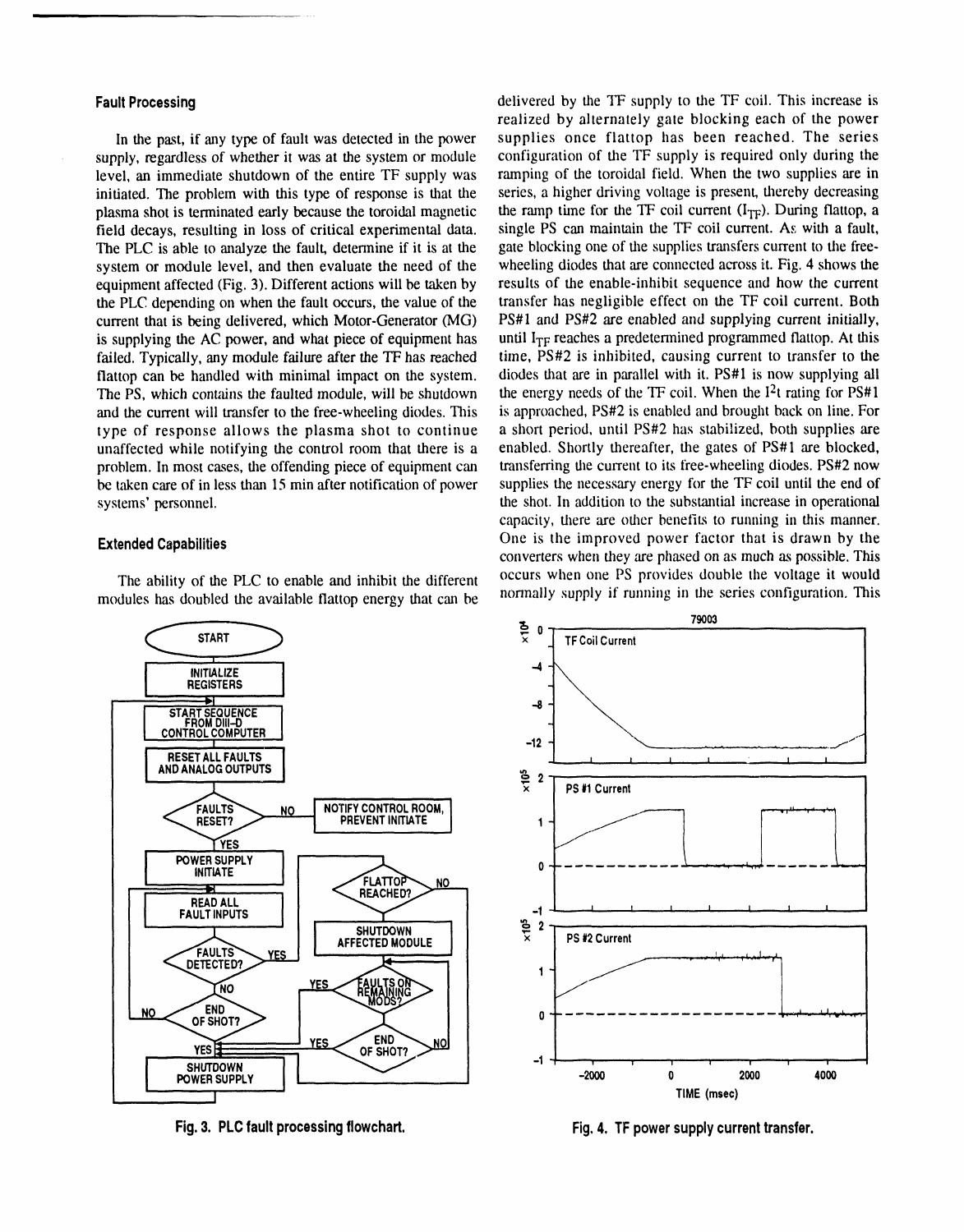### Fault Processing

In the past, if any type of fault was detected in the power supply, regardless of whether it was at the system or module level, an immediate shutdown of the entire TF supply was initiated. The problem with this type of response is that the plasma shot is terminated early because the toroidal magnetic field decays, resulting in loss of critical experimental data. The PLC is able to analyze the fault, determine if it is at the system or module level, and then evaluate the need of the equipment affected (Fig. 3). Different actions will be taken by the PLC depending on when the fault occurs, the value of the current that is being delivered, which Motor-Generator (MG) is supplying the AC power, and what piece of equipment has failed. Typically, any module failure after the TF has reached flattop can be handled with minimal impact on the system. The PS, which contains the faulted module, will be shutdown and the current will transfer to the free-wheeling diodes. This type of response allows the plasma shot to continue unaffected while notifying the control room that there is a problem. In most cases, the offending piece of equipment can be taken care of in less than 15 min after notification of power systems' personnel.

### Extended Capabilities

The ability of the PLC to enable and inhibit the different modules has doubled the available flattop energy that can be delivered by the TF supply to the TF coil. This increase is realized by alternately gate blocking each of the power supplies once flattop has been reached. The series configuration of the TF supply is required only during the ramping of the toroidal field. When the two supplies are in series, a higher driving voltage is present, thereby decreasing the ramp time for the TF coil current ($I_{TF}$). During flattop, a single PS can maintain the TF coil current. As with a fault, gate blocking one of the supplies transfers current to the free-wheeling diodes that are connected across it. Fig. 4 shows the results of the enable-inhibit sequence and how the current transfer has negligible effect on the TF coil current. Both PS#1 and PS#2 are enabled and supplying current initially, until $I_{TF}$ reaches a predetermined programmed flattop. At this time, PS#2 is inhibited, causing current to transfer to the diodes that are in parallel with it. PS#1 is now supplying all the energy needs of the TF coil. When the $I^2t$ rating for PS#1 is approached, PS#2 is enabled and brought back on line. For a short period, until PS#2 has stabilized, both supplies are enabled. Shortly thereafter, the gates of PS#1 are blocked, transferring the current to its free-wheeling diodes. PS#2 now supplies the necessary energy for the TF coil until the end of the shot. In addition to the substantial increase in operational capacity, there are other benefits to running in this manner. One is the improved power factor that is drawn by the converters when they are phased on as much as possible. This occurs when one PS provides double the voltage it would normally supply if running in the series configuration. This

Fig. 3. PLC fault processing flowchart.

Fig. 4. TF power supply current transfer.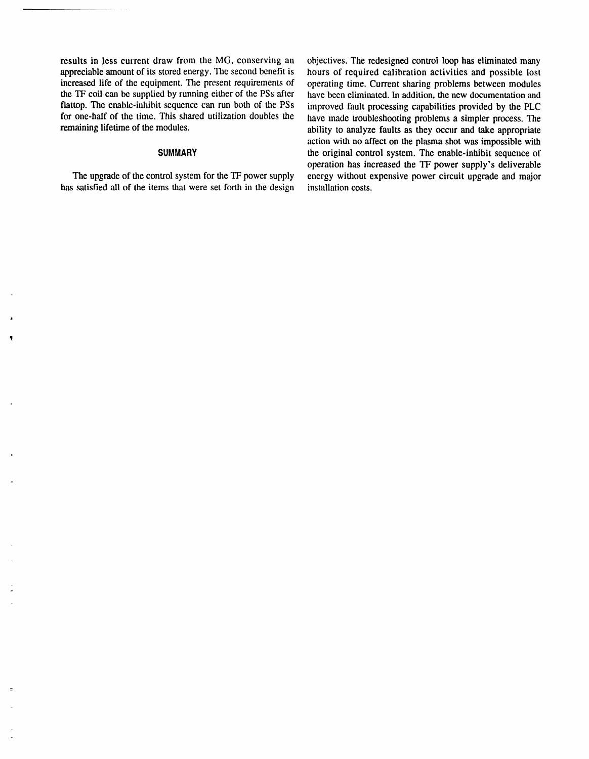results in less current draw from the MG, conserving an appreciable amount of its stored energy. The second benefit is increased life of the equipment. The present requirements of the TF coil can be supplied by running either of the PSs after flattop. The enable-inhibit sequence can run both of the PSs for one-half of the time. This shared utilization doubles the remaining lifetime of the modules.

## SUMMARY

The upgrade of the control system for the TF power supply has satisfied all of the items that were set forth in the design objectives. The redesigned control loop has eliminated many hours of required calibration activities and possible lost operating time. Current sharing problems between modules have been eliminated. In addition, the new documentation and improved fault processing capabilities provided by the PLC have made troubleshooting problems a simpler process. The ability to analyze faults as they occur and take appropriate action with no affect on the plasma shot was impossible with the original control system. The enable-inhibit sequence of operation has increased the TF power supply's deliverable energy without expensive power circuit upgrade and major installation costs.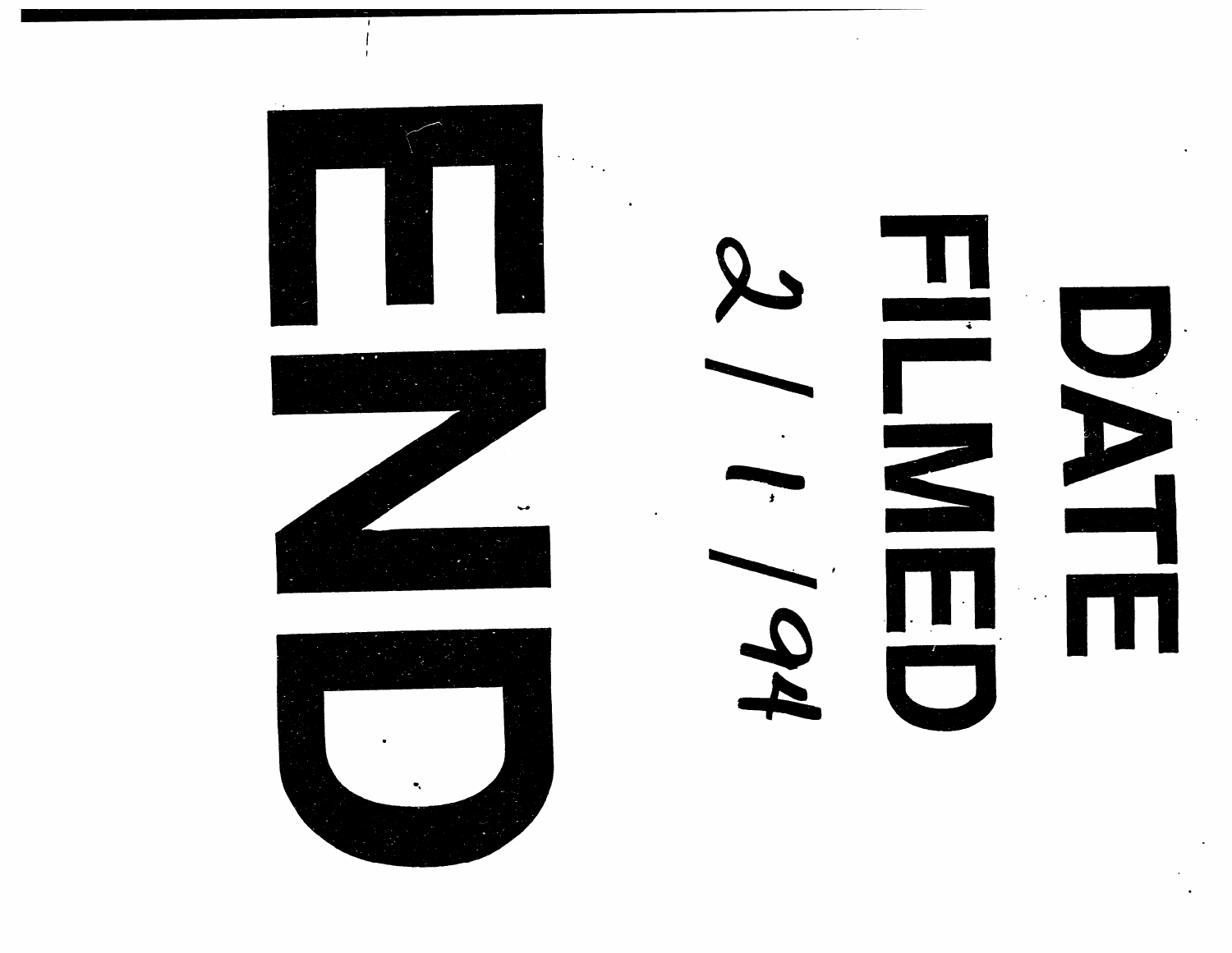# END

# DATE FILMED

2 / 1 / 94